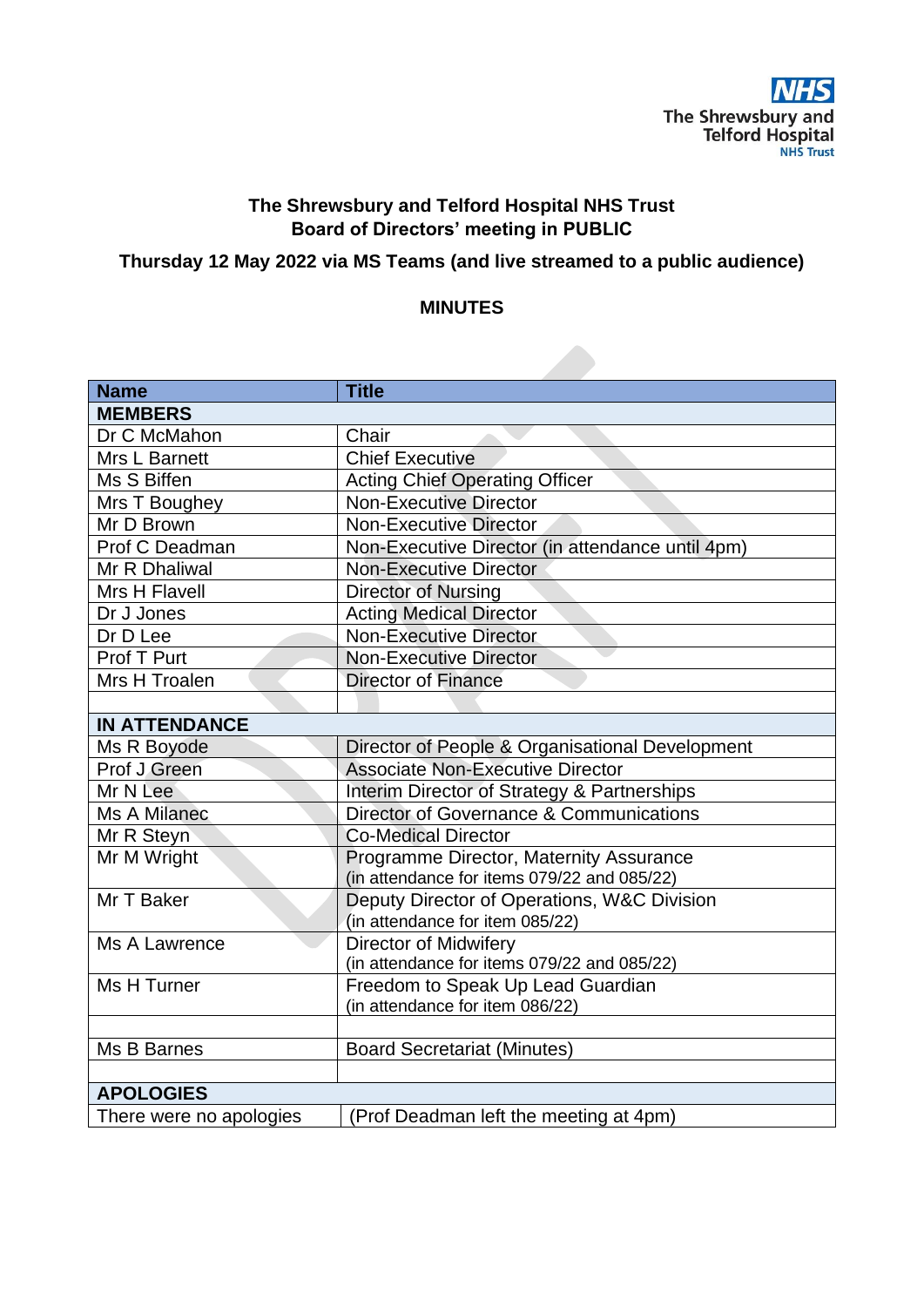The Shrewsbury and Telford Hospital NHS Trust

# The Shrewsbury and Telford Hospital NHS Trust
## Board of Directors' meeting in PUBLIC

**Thursday 12 May 2022 via MS Teams (and live streamed to a public audience)**

**MINUTES**

| Name | Title |
|---|---|
| **MEMBERS** | |
| Dr C McMahon | Chair |
| Mrs L Barnett | Chief Executive |
| Ms S Biffen | Acting Chief Operating Officer |
| Mrs T Boughey | Non-Executive Director |
| Mr D Brown | Non-Executive Director |
| Prof C Deadman | Non-Executive Director (in attendance until 4pm) |
| Mr R Dhaliwal | Non-Executive Director |
| Mrs H Flavell | Director of Nursing |
| Dr J Jones | Acting Medical Director |
| Dr D Lee | Non-Executive Director |
| Prof T Purt | Non-Executive Director |
| Mrs H Troalen | Director of Finance |
| | |
| **IN ATTENDANCE** | |
| Ms R Boyode | Director of People & Organisational Development |
| Prof J Green | Associate Non-Executive Director |
| Mr N Lee | Interim Director of Strategy & Partnerships |
| Ms A Milanec | Director of Governance & Communications |
| Mr R Steyn | Co-Medical Director |
| Mr M Wright | Programme Director, Maternity Assurance (in attendance for items 079/22 and 085/22) |
| Mr T Baker | Deputy Director of Operations, W&C Division (in attendance for item 085/22) |
| Ms A Lawrence | Director of Midwifery (in attendance for items 079/22 and 085/22) |
| Ms H Turner | Freedom to Speak Up Lead Guardian (in attendance for item 086/22) |
| | |
| Ms B Barnes | Board Secretariat (Minutes) |
| | |
| **APOLOGIES** | |
| There were no apologies | (Prof Deadman left the meeting at 4pm) |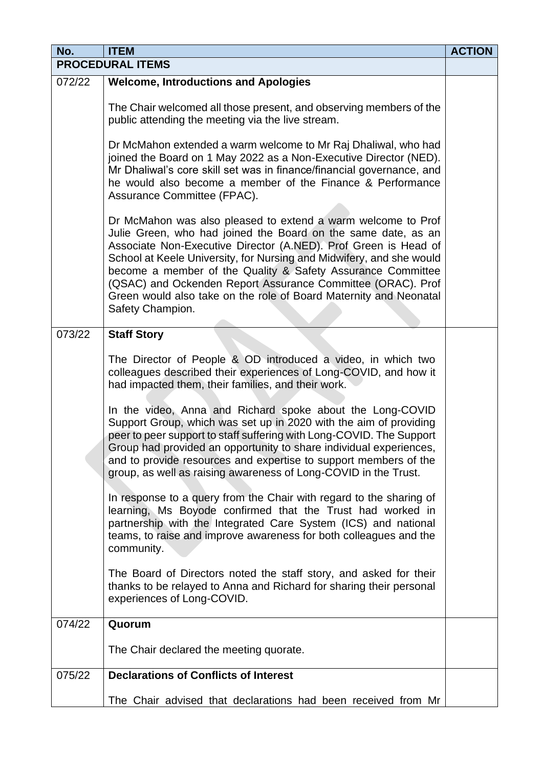| No. | ITEM | ACTION |
|---|---|---|
| **PROCEDURAL ITEMS** | | |
| 072/22 | **Welcome, Introductions and Apologies**<br><br>The Chair welcomed all those present, and observing members of the public attending the meeting via the live stream.<br><br>Dr McMahon extended a warm welcome to Mr Raj Dhaliwal, who had joined the Board on 1 May 2022 as a Non-Executive Director (NED). Mr Dhaliwal's core skill set was in finance/financial governance, and he would also become a member of the Finance & Performance Assurance Committee (FPAC).<br><br>Dr McMahon was also pleased to extend a warm welcome to Prof Julie Green, who had joined the Board on the same date, as an Associate Non-Executive Director (A.NED). Prof Green is Head of School at Keele University, for Nursing and Midwifery, and she would become a member of the Quality & Safety Assurance Committee (QSAC) and Ockenden Report Assurance Committee (ORAC). Prof Green would also take on the role of Board Maternity and Neonatal Safety Champion. | |
| 073/22 | **Staff Story**<br><br>The Director of People & OD introduced a video, in which two colleagues described their experiences of Long-COVID, and how it had impacted them, their families, and their work.<br><br>In the video, Anna and Richard spoke about the Long-COVID Support Group, which was set up in 2020 with the aim of providing peer to peer support to staff suffering with Long-COVID. The Support Group had provided an opportunity to share individual experiences, and to provide resources and expertise to support members of the group, as well as raising awareness of Long-COVID in the Trust.<br><br>In response to a query from the Chair with regard to the sharing of learning, Ms Boyode confirmed that the Trust had worked in partnership with the Integrated Care System (ICS) and national teams, to raise and improve awareness for both colleagues and the community.<br><br>The Board of Directors noted the staff story, and asked for their thanks to be relayed to Anna and Richard for sharing their personal experiences of Long-COVID. | |
| 074/22 | **Quorum**<br><br>The Chair declared the meeting quorate. | |
| 075/22 | **Declarations of Conflicts of Interest**<br><br>The Chair advised that declarations had been received from Mr | |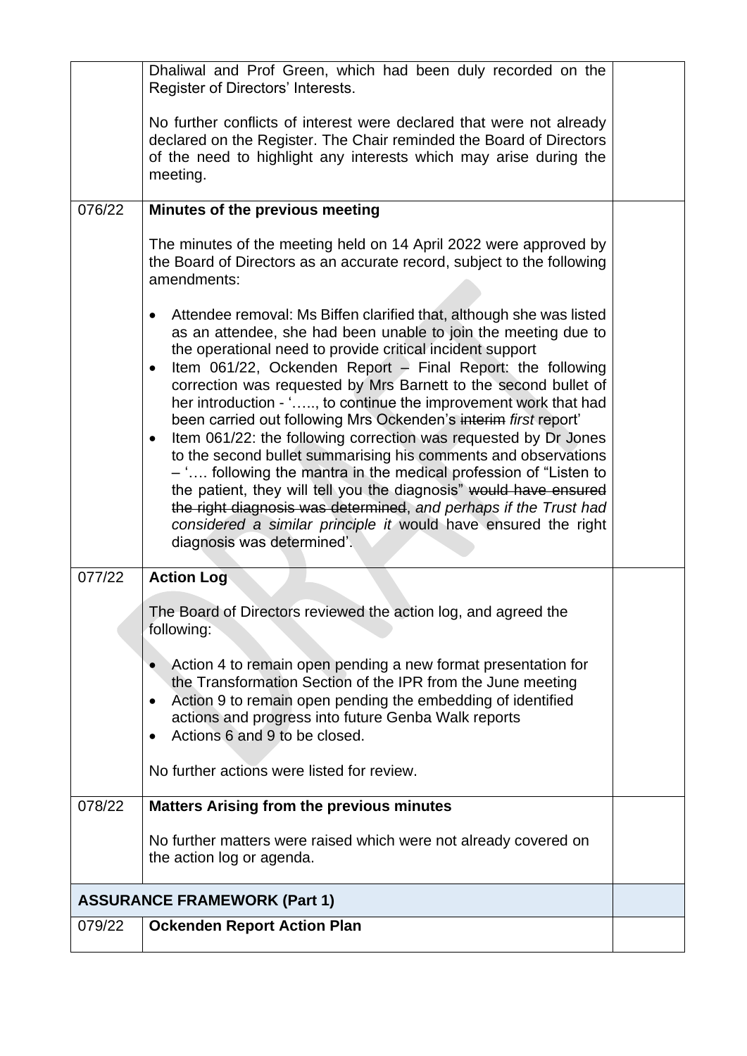| | | |
|---|---|---|
| | Dhaliwal and Prof Green, which had been duly recorded on the Register of Directors' Interests.<br><br>No further conflicts of interest were declared that were not already declared on the Register. The Chair reminded the Board of Directors of the need to highlight any interests which may arise during the meeting. | |
| 076/22 | **Minutes of the previous meeting**<br><br>The minutes of the meeting held on 14 April 2022 were approved by the Board of Directors as an accurate record, subject to the following amendments:<br><br>• Attendee removal: Ms Biffen clarified that, although she was listed as an attendee, she had been unable to join the meeting due to the operational need to provide critical incident support<br>• Item 061/22, Ockenden Report – Final Report: the following correction was requested by Mrs Barnett to the second bullet of her introduction - '….., to continue the improvement work that had been carried out following Mrs Ockenden's ~~interim~~ *first* report'<br>• Item 061/22: the following correction was requested by Dr Jones to the second bullet summarising his comments and observations – '…. following the mantra in the medical profession of "Listen to the patient, they will tell you the diagnosis" ~~would have ensured the right diagnosis was determined~~, *and perhaps if the Trust had considered a similar principle it* would have ensured the right diagnosis was determined'. | |
| 077/22 | **Action Log**<br><br>The Board of Directors reviewed the action log, and agreed the following:<br><br>• Action 4 to remain open pending a new format presentation for the Transformation Section of the IPR from the June meeting<br>• Action 9 to remain open pending the embedding of identified actions and progress into future Genba Walk reports<br>• Actions 6 and 9 to be closed.<br><br>No further actions were listed for review. | |
| 078/22 | **Matters Arising from the previous minutes**<br><br>No further matters were raised which were not already covered on the action log or agenda. | |
| **ASSURANCE FRAMEWORK (Part 1)** | | |
| 079/22 | **Ockenden Report Action Plan** | |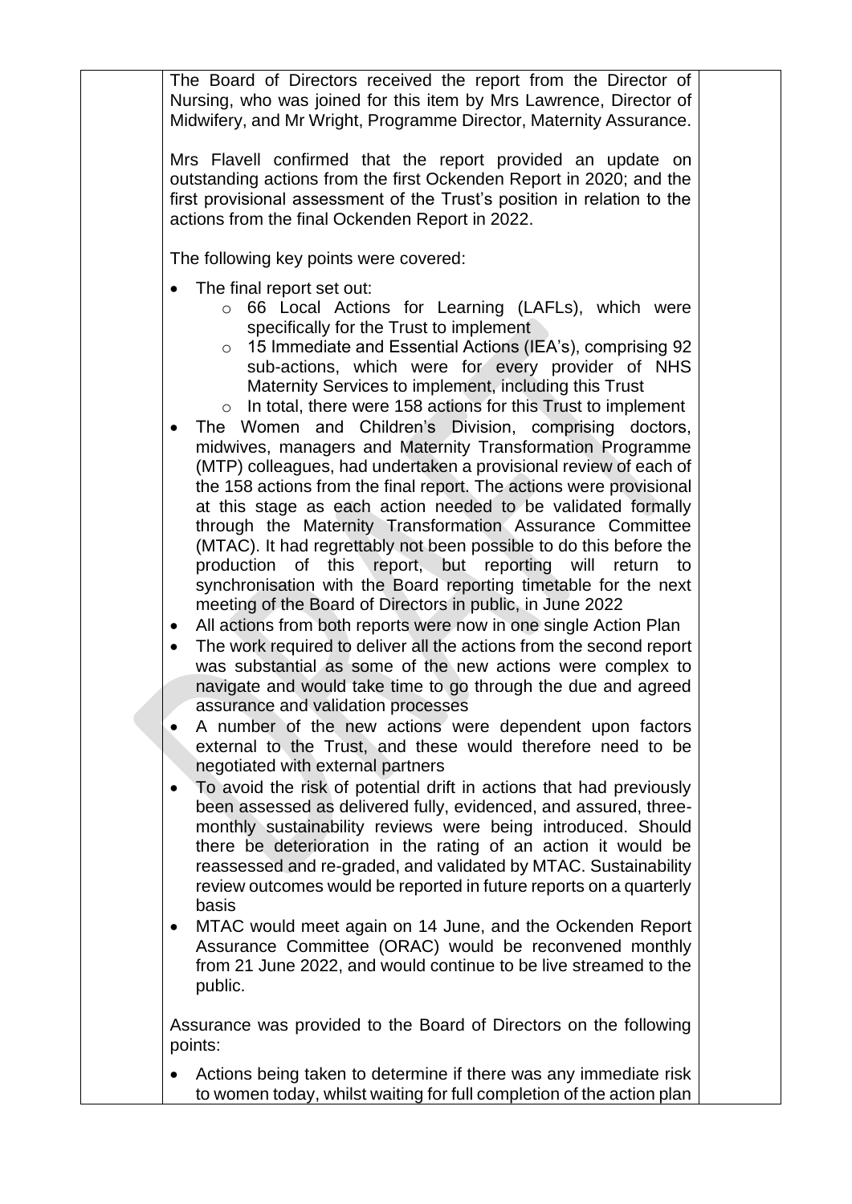The Board of Directors received the report from the Director of Nursing, who was joined for this item by Mrs Lawrence, Director of Midwifery, and Mr Wright, Programme Director, Maternity Assurance.

Mrs Flavell confirmed that the report provided an update on outstanding actions from the first Ockenden Report in 2020; and the first provisional assessment of the Trust's position in relation to the actions from the final Ockenden Report in 2022.

The following key points were covered:

- The final report set out:
  - 66 Local Actions for Learning (LAFLs), which were specifically for the Trust to implement
  - 15 Immediate and Essential Actions (IEA's), comprising 92 sub-actions, which were for every provider of NHS Maternity Services to implement, including this Trust
  - In total, there were 158 actions for this Trust to implement
- The Women and Children's Division, comprising doctors, midwives, managers and Maternity Transformation Programme (MTP) colleagues, had undertaken a provisional review of each of the 158 actions from the final report. The actions were provisional at this stage as each action needed to be validated formally through the Maternity Transformation Assurance Committee (MTAC). It had regrettably not been possible to do this before the production of this report, but reporting will return to synchronisation with the Board reporting timetable for the next meeting of the Board of Directors in public, in June 2022
- All actions from both reports were now in one single Action Plan
- The work required to deliver all the actions from the second report was substantial as some of the new actions were complex to navigate and would take time to go through the due and agreed assurance and validation processes
- A number of the new actions were dependent upon factors external to the Trust, and these would therefore need to be negotiated with external partners
- To avoid the risk of potential drift in actions that had previously been assessed as delivered fully, evidenced, and assured, three-monthly sustainability reviews were being introduced. Should there be deterioration in the rating of an action it would be reassessed and re-graded, and validated by MTAC. Sustainability review outcomes would be reported in future reports on a quarterly basis
- MTAC would meet again on 14 June, and the Ockenden Report Assurance Committee (ORAC) would be reconvened monthly from 21 June 2022, and would continue to be live streamed to the public.

Assurance was provided to the Board of Directors on the following points:

- Actions being taken to determine if there was any immediate risk to women today, whilst waiting for full completion of the action plan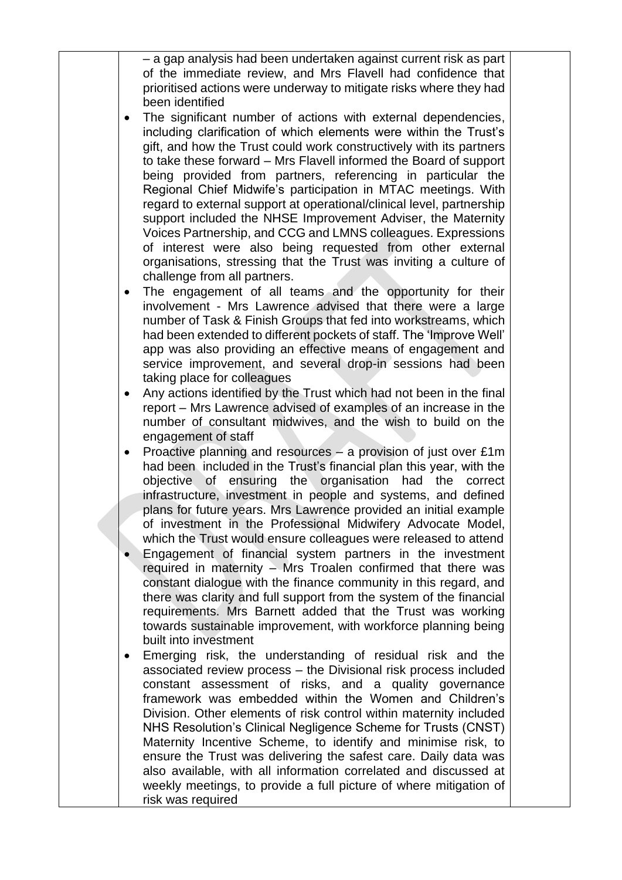– a gap analysis had been undertaken against current risk as part of the immediate review, and Mrs Flavell had confidence that prioritised actions were underway to mitigate risks where they had been identified

- The significant number of actions with external dependencies, including clarification of which elements were within the Trust's gift, and how the Trust could work constructively with its partners to take these forward – Mrs Flavell informed the Board of support being provided from partners, referencing in particular the Regional Chief Midwife's participation in MTAC meetings. With regard to external support at operational/clinical level, partnership support included the NHSE Improvement Adviser, the Maternity Voices Partnership, and CCG and LMNS colleagues. Expressions of interest were also being requested from other external organisations, stressing that the Trust was inviting a culture of challenge from all partners.
- The engagement of all teams and the opportunity for their involvement - Mrs Lawrence advised that there were a large number of Task & Finish Groups that fed into workstreams, which had been extended to different pockets of staff. The 'Improve Well' app was also providing an effective means of engagement and service improvement, and several drop-in sessions had been taking place for colleagues
- Any actions identified by the Trust which had not been in the final report – Mrs Lawrence advised of examples of an increase in the number of consultant midwives, and the wish to build on the engagement of staff
- Proactive planning and resources – a provision of just over £1m had been included in the Trust's financial plan this year, with the objective of ensuring the organisation had the correct infrastructure, investment in people and systems, and defined plans for future years. Mrs Lawrence provided an initial example of investment in the Professional Midwifery Advocate Model, which the Trust would ensure colleagues were released to attend
- Engagement of financial system partners in the investment required in maternity – Mrs Troalen confirmed that there was constant dialogue with the finance community in this regard, and there was clarity and full support from the system of the financial requirements. Mrs Barnett added that the Trust was working towards sustainable improvement, with workforce planning being built into investment
- Emerging risk, the understanding of residual risk and the associated review process – the Divisional risk process included constant assessment of risks, and a quality governance framework was embedded within the Women and Children's Division. Other elements of risk control within maternity included NHS Resolution's Clinical Negligence Scheme for Trusts (CNST) Maternity Incentive Scheme, to identify and minimise risk, to ensure the Trust was delivering the safest care. Daily data was also available, with all information correlated and discussed at weekly meetings, to provide a full picture of where mitigation of risk was required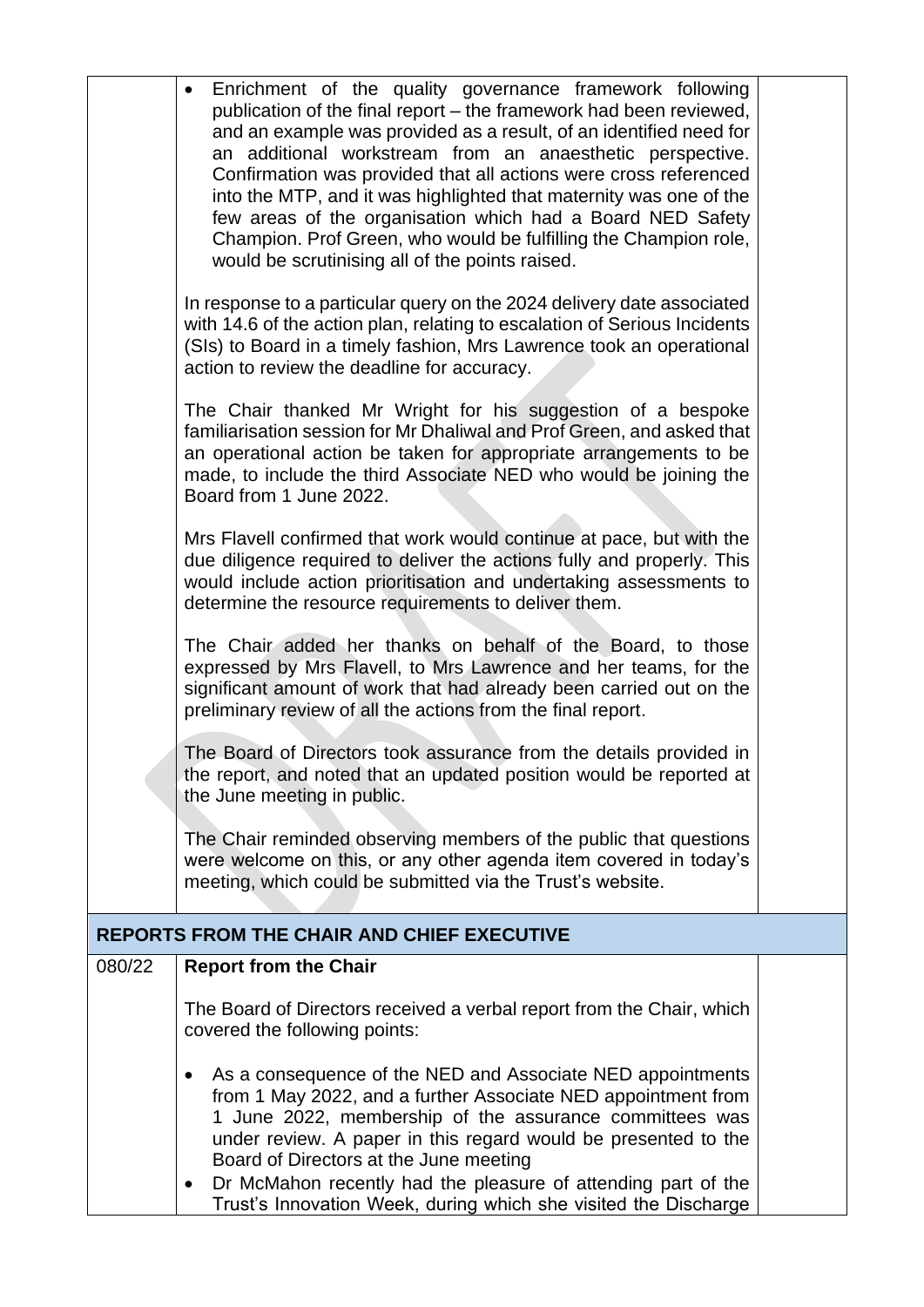| | | |
|---|---|---|
| | • Enrichment of the quality governance framework following publication of the final report – the framework had been reviewed, and an example was provided as a result, of an identified need for an additional workstream from an anaesthetic perspective. Confirmation was provided that all actions were cross referenced into the MTP, and it was highlighted that maternity was one of the few areas of the organisation which had a Board NED Safety Champion. Prof Green, who would be fulfilling the Champion role, would be scrutinising all of the points raised.<br><br>In response to a particular query on the 2024 delivery date associated with 14.6 of the action plan, relating to escalation of Serious Incidents (SIs) to Board in a timely fashion, Mrs Lawrence took an operational action to review the deadline for accuracy.<br><br>The Chair thanked Mr Wright for his suggestion of a bespoke familiarisation session for Mr Dhaliwal and Prof Green, and asked that an operational action be taken for appropriate arrangements to be made, to include the third Associate NED who would be joining the Board from 1 June 2022.<br><br>Mrs Flavell confirmed that work would continue at pace, but with the due diligence required to deliver the actions fully and properly. This would include action prioritisation and undertaking assessments to determine the resource requirements to deliver them.<br><br>The Chair added her thanks on behalf of the Board, to those expressed by Mrs Flavell, to Mrs Lawrence and her teams, for the significant amount of work that had already been carried out on the preliminary review of all the actions from the final report.<br><br>The Board of Directors took assurance from the details provided in the report, and noted that an updated position would be reported at the June meeting in public.<br><br>The Chair reminded observing members of the public that questions were welcome on this, or any other agenda item covered in today's meeting, which could be submitted via the Trust's website. | |
| **REPORTS FROM THE CHAIR AND CHIEF EXECUTIVE** | | |
| 080/22 | **Report from the Chair**<br><br>The Board of Directors received a verbal report from the Chair, which covered the following points:<br><br>• As a consequence of the NED and Associate NED appointments from 1 May 2022, and a further Associate NED appointment from 1 June 2022, membership of the assurance committees was under review. A paper in this regard would be presented to the Board of Directors at the June meeting<br>• Dr McMahon recently had the pleasure of attending part of the Trust's Innovation Week, during which she visited the Discharge | |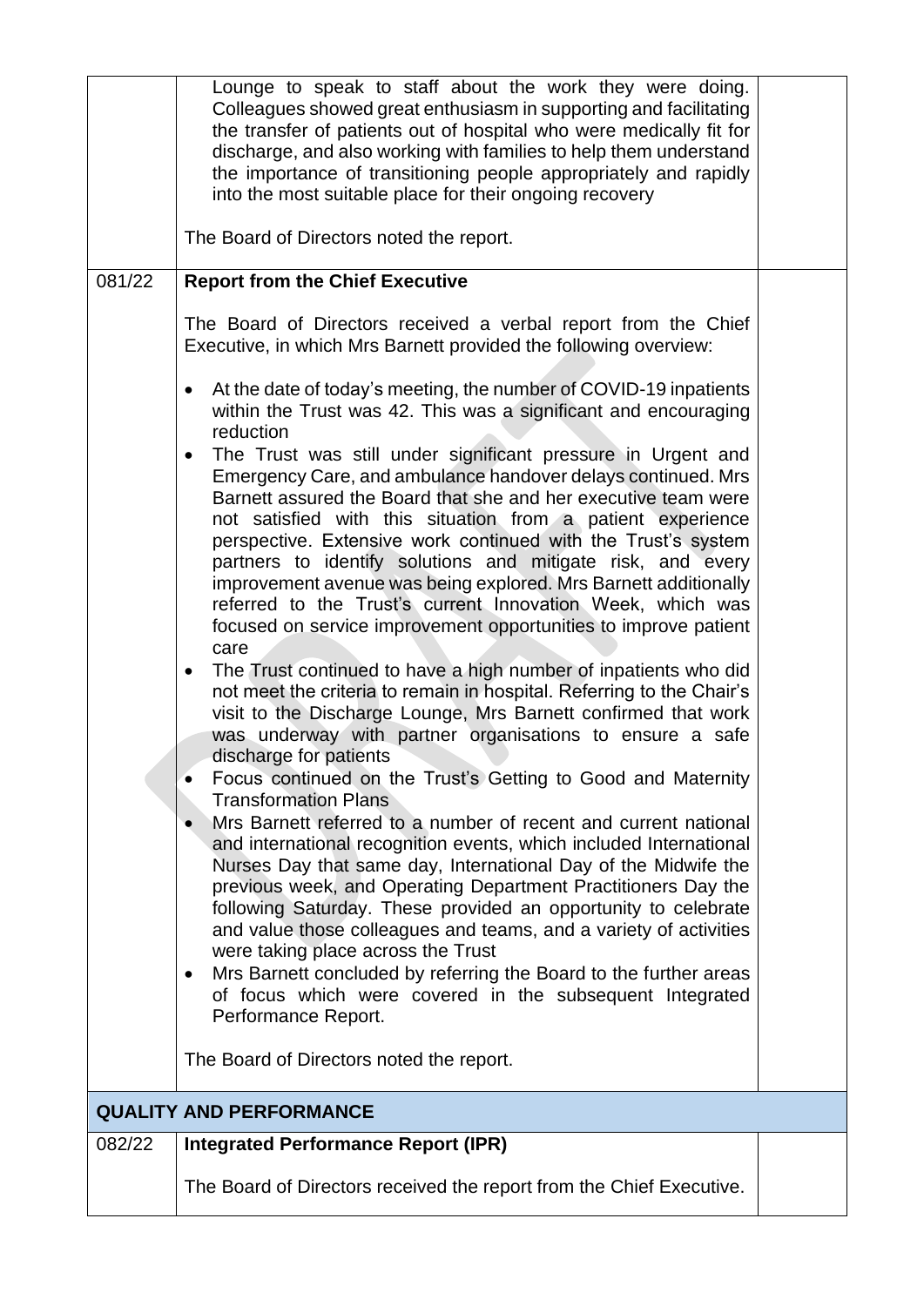| | | |
|---|---|---|
| | Lounge to speak to staff about the work they were doing. Colleagues showed great enthusiasm in supporting and facilitating the transfer of patients out of hospital who were medically fit for discharge, and also working with families to help them understand the importance of transitioning people appropriately and rapidly into the most suitable place for their ongoing recovery<br><br>The Board of Directors noted the report. | |
| 081/22 | **Report from the Chief Executive**<br><br>The Board of Directors received a verbal report from the Chief Executive, in which Mrs Barnett provided the following overview:<br><br>• At the date of today's meeting, the number of COVID-19 inpatients within the Trust was 42. This was a significant and encouraging reduction<br>• The Trust was still under significant pressure in Urgent and Emergency Care, and ambulance handover delays continued. Mrs Barnett assured the Board that she and her executive team were not satisfied with this situation from a patient experience perspective. Extensive work continued with the Trust's system partners to identify solutions and mitigate risk, and every improvement avenue was being explored. Mrs Barnett additionally referred to the Trust's current Innovation Week, which was focused on service improvement opportunities to improve patient care<br>• The Trust continued to have a high number of inpatients who did not meet the criteria to remain in hospital. Referring to the Chair's visit to the Discharge Lounge, Mrs Barnett confirmed that work was underway with partner organisations to ensure a safe discharge for patients<br>• Focus continued on the Trust's Getting to Good and Maternity Transformation Plans<br>• Mrs Barnett referred to a number of recent and current national and international recognition events, which included International Nurses Day that same day, International Day of the Midwife the previous week, and Operating Department Practitioners Day the following Saturday. These provided an opportunity to celebrate and value those colleagues and teams, and a variety of activities were taking place across the Trust<br>• Mrs Barnett concluded by referring the Board to the further areas of focus which were covered in the subsequent Integrated Performance Report.<br><br>The Board of Directors noted the report. | |
| **QUALITY AND PERFORMANCE** | | |
| 082/22 | **Integrated Performance Report (IPR)**<br><br>The Board of Directors received the report from the Chief Executive. | |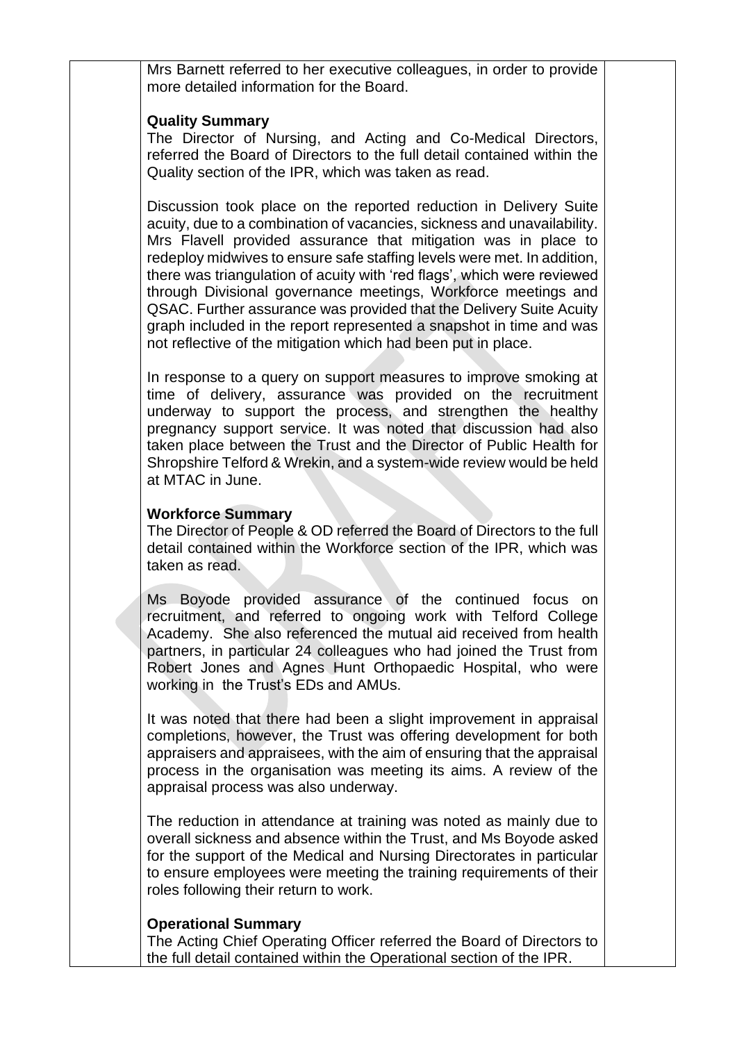Mrs Barnett referred to her executive colleagues, in order to provide more detailed information for the Board.

**Quality Summary**

The Director of Nursing, and Acting and Co-Medical Directors, referred the Board of Directors to the full detail contained within the Quality section of the IPR, which was taken as read.

Discussion took place on the reported reduction in Delivery Suite acuity, due to a combination of vacancies, sickness and unavailability. Mrs Flavell provided assurance that mitigation was in place to redeploy midwives to ensure safe staffing levels were met. In addition, there was triangulation of acuity with 'red flags', which were reviewed through Divisional governance meetings, Workforce meetings and QSAC. Further assurance was provided that the Delivery Suite Acuity graph included in the report represented a snapshot in time and was not reflective of the mitigation which had been put in place.

In response to a query on support measures to improve smoking at time of delivery, assurance was provided on the recruitment underway to support the process, and strengthen the healthy pregnancy support service. It was noted that discussion had also taken place between the Trust and the Director of Public Health for Shropshire Telford & Wrekin, and a system-wide review would be held at MTAC in June.

**Workforce Summary**

The Director of People & OD referred the Board of Directors to the full detail contained within the Workforce section of the IPR, which was taken as read.

Ms Boyode provided assurance of the continued focus on recruitment, and referred to ongoing work with Telford College Academy. She also referenced the mutual aid received from health partners, in particular 24 colleagues who had joined the Trust from Robert Jones and Agnes Hunt Orthopaedic Hospital, who were working in the Trust's EDs and AMUs.

It was noted that there had been a slight improvement in appraisal completions, however, the Trust was offering development for both appraisers and appraisees, with the aim of ensuring that the appraisal process in the organisation was meeting its aims. A review of the appraisal process was also underway.

The reduction in attendance at training was noted as mainly due to overall sickness and absence within the Trust, and Ms Boyode asked for the support of the Medical and Nursing Directorates in particular to ensure employees were meeting the training requirements of their roles following their return to work.

**Operational Summary**

The Acting Chief Operating Officer referred the Board of Directors to the full detail contained within the Operational section of the IPR.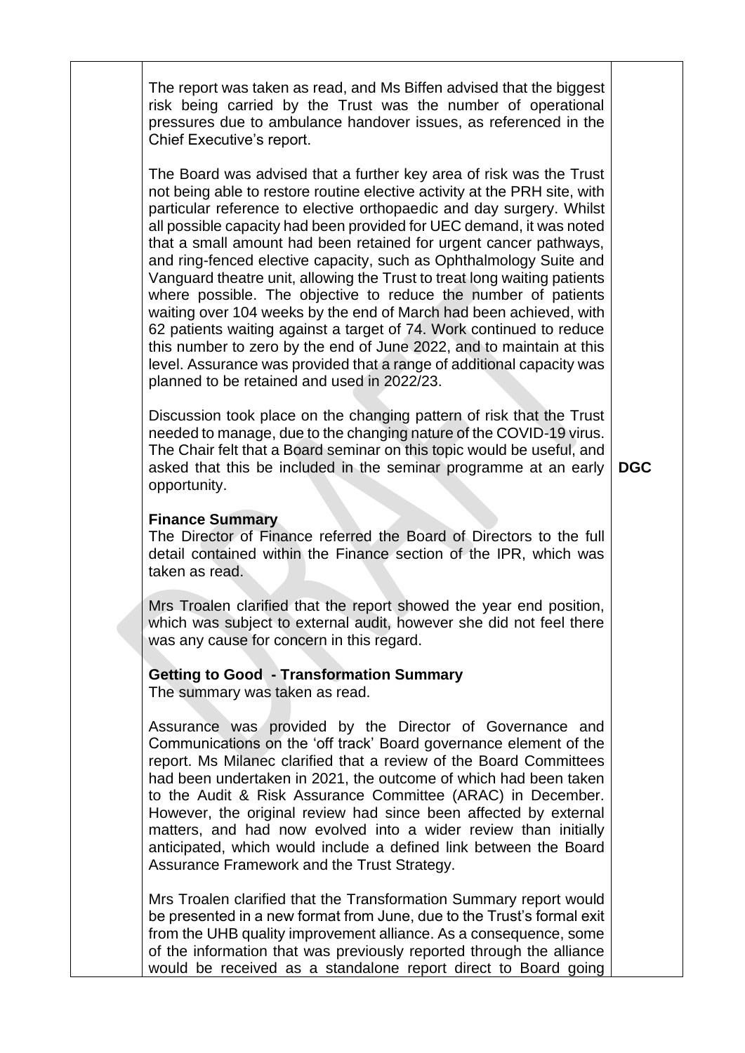| | | |
|---|---|---|
| | The report was taken as read, and Ms Biffen advised that the biggest risk being carried by the Trust was the number of operational pressures due to ambulance handover issues, as referenced in the Chief Executive's report.<br><br>The Board was advised that a further key area of risk was the Trust not being able to restore routine elective activity at the PRH site, with particular reference to elective orthopaedic and day surgery. Whilst all possible capacity had been provided for UEC demand, it was noted that a small amount had been retained for urgent cancer pathways, and ring-fenced elective capacity, such as Ophthalmology Suite and Vanguard theatre unit, allowing the Trust to treat long waiting patients where possible. The objective to reduce the number of patients waiting over 104 weeks by the end of March had been achieved, with 62 patients waiting against a target of 74. Work continued to reduce this number to zero by the end of June 2022, and to maintain at this level. Assurance was provided that a range of additional capacity was planned to be retained and used in 2022/23.<br><br>Discussion took place on the changing pattern of risk that the Trust needed to manage, due to the changing nature of the COVID-19 virus. The Chair felt that a Board seminar on this topic would be useful, and asked that this be included in the seminar programme at an early opportunity.<br><br>**Finance Summary**<br>The Director of Finance referred the Board of Directors to the full detail contained within the Finance section of the IPR, which was taken as read.<br><br>Mrs Troalen clarified that the report showed the year end position, which was subject to external audit, however she did not feel there was any cause for concern in this regard.<br><br>**Getting to Good - Transformation Summary**<br>The summary was taken as read.<br><br>Assurance was provided by the Director of Governance and Communications on the 'off track' Board governance element of the report. Ms Milanec clarified that a review of the Board Committees had been undertaken in 2021, the outcome of which had been taken to the Audit & Risk Assurance Committee (ARAC) in December. However, the original review had since been affected by external matters, and had now evolved into a wider review than initially anticipated, which would include a defined link between the Board Assurance Framework and the Trust Strategy.<br><br>Mrs Troalen clarified that the Transformation Summary report would be presented in a new format from June, due to the Trust's formal exit from the UHB quality improvement alliance. As a consequence, some of the information that was previously reported through the alliance would be received as a standalone report direct to Board going | **DGC** |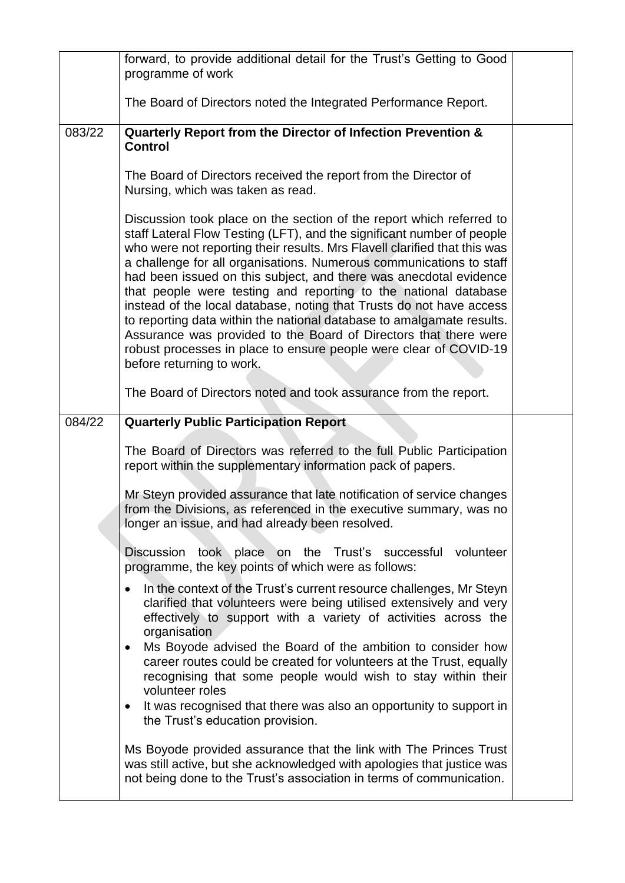| | | |
|---|---|---|
| | forward, to provide additional detail for the Trust's Getting to Good programme of work<br><br>The Board of Directors noted the Integrated Performance Report. | |
| 083/22 | **Quarterly Report from the Director of Infection Prevention & Control**<br><br>The Board of Directors received the report from the Director of Nursing, which was taken as read.<br><br>Discussion took place on the section of the report which referred to staff Lateral Flow Testing (LFT), and the significant number of people who were not reporting their results. Mrs Flavell clarified that this was a challenge for all organisations. Numerous communications to staff had been issued on this subject, and there was anecdotal evidence that people were testing and reporting to the national database instead of the local database, noting that Trusts do not have access to reporting data within the national database to amalgamate results. Assurance was provided to the Board of Directors that there were robust processes in place to ensure people were clear of COVID-19 before returning to work.<br><br>The Board of Directors noted and took assurance from the report. | |
| 084/22 | **Quarterly Public Participation Report**<br><br>The Board of Directors was referred to the full Public Participation report within the supplementary information pack of papers.<br><br>Mr Steyn provided assurance that late notification of service changes from the Divisions, as referenced in the executive summary, was no longer an issue, and had already been resolved.<br><br>Discussion took place on the Trust's successful volunteer programme, the key points of which were as follows:<br><br>• In the context of the Trust's current resource challenges, Mr Steyn clarified that volunteers were being utilised extensively and very effectively to support with a variety of activities across the organisation<br>• Ms Boyode advised the Board of the ambition to consider how career routes could be created for volunteers at the Trust, equally recognising that some people would wish to stay within their volunteer roles<br>• It was recognised that there was also an opportunity to support in the Trust's education provision.<br><br>Ms Boyode provided assurance that the link with The Princes Trust was still active, but she acknowledged with apologies that justice was not being done to the Trust's association in terms of communication. | |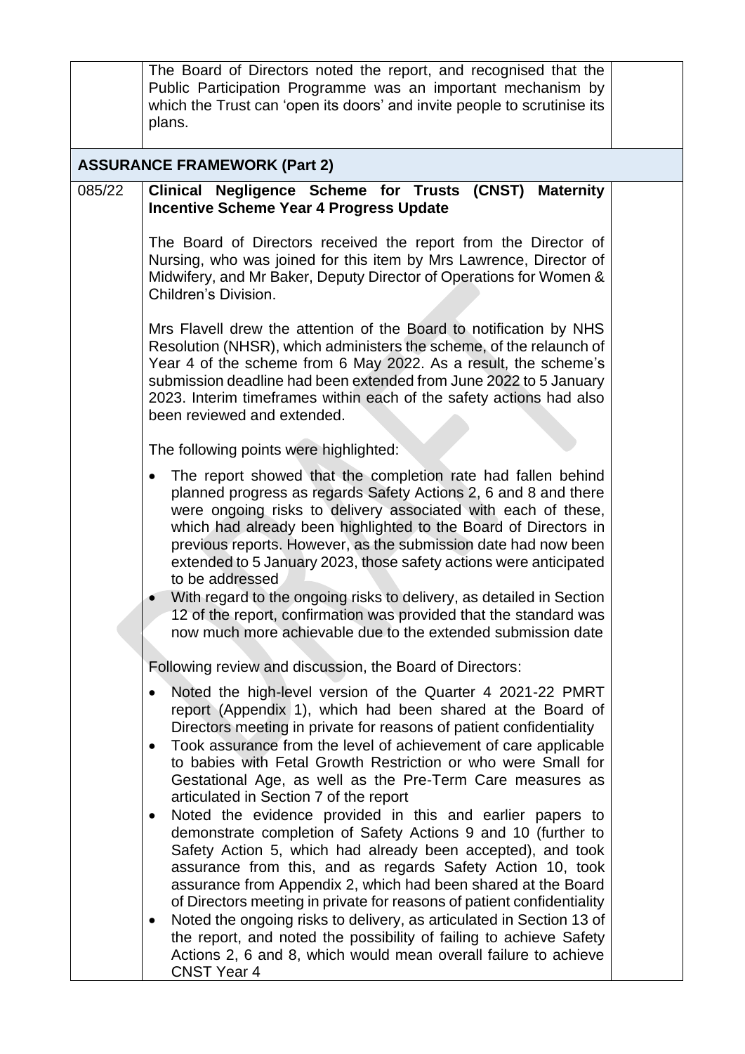| | | |
|---|---|---|
| | The Board of Directors noted the report, and recognised that the Public Participation Programme was an important mechanism by which the Trust can 'open its doors' and invite people to scrutinise its plans. | |
| **ASSURANCE FRAMEWORK (Part 2)** | | |
| 085/22 | **Clinical Negligence Scheme for Trusts (CNST) Maternity Incentive Scheme Year 4 Progress Update**<br><br>The Board of Directors received the report from the Director of Nursing, who was joined for this item by Mrs Lawrence, Director of Midwifery, and Mr Baker, Deputy Director of Operations for Women & Children's Division.<br><br>Mrs Flavell drew the attention of the Board to notification by NHS Resolution (NHSR), which administers the scheme, of the relaunch of Year 4 of the scheme from 6 May 2022. As a result, the scheme's submission deadline had been extended from June 2022 to 5 January 2023. Interim timeframes within each of the safety actions had also been reviewed and extended.<br><br>The following points were highlighted:<br><br>• The report showed that the completion rate had fallen behind planned progress as regards Safety Actions 2, 6 and 8 and there were ongoing risks to delivery associated with each of these, which had already been highlighted to the Board of Directors in previous reports. However, as the submission date had now been extended to 5 January 2023, those safety actions were anticipated to be addressed<br>• With regard to the ongoing risks to delivery, as detailed in Section 12 of the report, confirmation was provided that the standard was now much more achievable due to the extended submission date<br><br>Following review and discussion, the Board of Directors:<br><br>• Noted the high-level version of the Quarter 4 2021-22 PMRT report (Appendix 1), which had been shared at the Board of Directors meeting in private for reasons of patient confidentiality<br>• Took assurance from the level of achievement of care applicable to babies with Fetal Growth Restriction or who were Small for Gestational Age, as well as the Pre-Term Care measures as articulated in Section 7 of the report<br>• Noted the evidence provided in this and earlier papers to demonstrate completion of Safety Actions 9 and 10 (further to Safety Action 5, which had already been accepted), and took assurance from this, and as regards Safety Action 10, took assurance from Appendix 2, which had been shared at the Board of Directors meeting in private for reasons of patient confidentiality<br>• Noted the ongoing risks to delivery, as articulated in Section 13 of the report, and noted the possibility of failing to achieve Safety Actions 2, 6 and 8, which would mean overall failure to achieve CNST Year 4 | |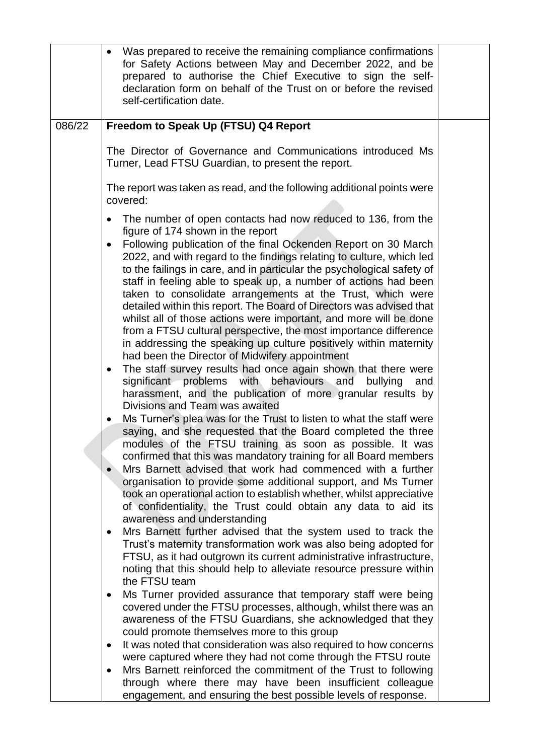| | | |
|---|---|---|
| | • Was prepared to receive the remaining compliance confirmations for Safety Actions between May and December 2022, and be prepared to authorise the Chief Executive to sign the self-declaration form on behalf of the Trust on or before the revised self-certification date. | |
| 086/22 | **Freedom to Speak Up (FTSU) Q4 Report**<br><br>The Director of Governance and Communications introduced Ms Turner, Lead FTSU Guardian, to present the report.<br><br>The report was taken as read, and the following additional points were covered:<br><br>• The number of open contacts had now reduced to 136, from the figure of 174 shown in the report<br>• Following publication of the final Ockenden Report on 30 March 2022, and with regard to the findings relating to culture, which led to the failings in care, and in particular the psychological safety of staff in feeling able to speak up, a number of actions had been taken to consolidate arrangements at the Trust, which were detailed within this report. The Board of Directors was advised that whilst all of those actions were important, and more will be done from a FTSU cultural perspective, the most importance difference in addressing the speaking up culture positively within maternity had been the Director of Midwifery appointment<br>• The staff survey results had once again shown that there were significant problems with behaviours and bullying and harassment, and the publication of more granular results by Divisions and Team was awaited<br>• Ms Turner's plea was for the Trust to listen to what the staff were saying, and she requested that the Board completed the three modules of the FTSU training as soon as possible. It was confirmed that this was mandatory training for all Board members<br>• Mrs Barnett advised that work had commenced with a further organisation to provide some additional support, and Ms Turner took an operational action to establish whether, whilst appreciative of confidentiality, the Trust could obtain any data to aid its awareness and understanding<br>• Mrs Barnett further advised that the system used to track the Trust's maternity transformation work was also being adopted for FTSU, as it had outgrown its current administrative infrastructure, noting that this should help to alleviate resource pressure within the FTSU team<br>• Ms Turner provided assurance that temporary staff were being covered under the FTSU processes, although, whilst there was an awareness of the FTSU Guardians, she acknowledged that they could promote themselves more to this group<br>• It was noted that consideration was also required to how concerns were captured where they had not come through the FTSU route<br>• Mrs Barnett reinforced the commitment of the Trust to following through where there may have been insufficient colleague engagement, and ensuring the best possible levels of response. | |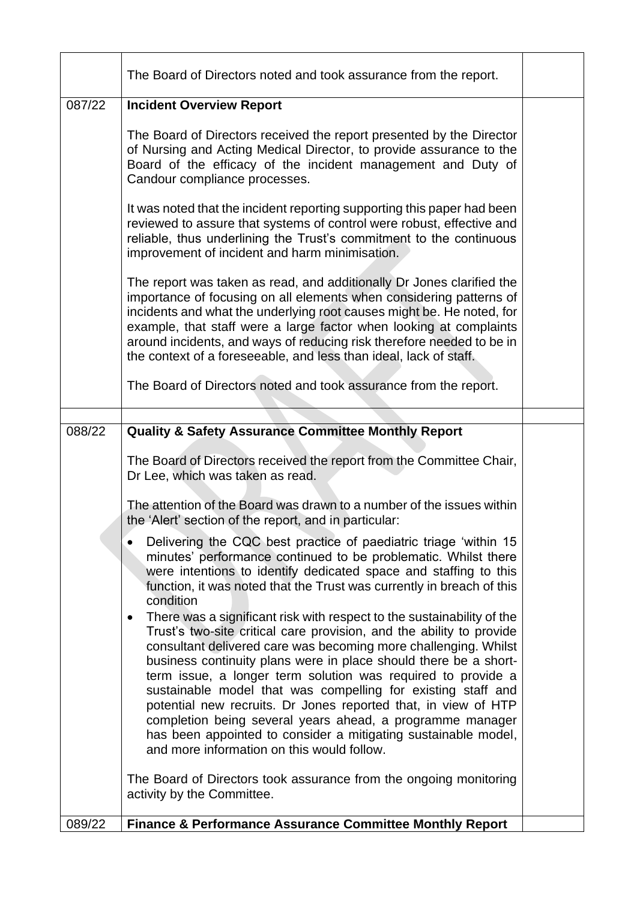| | | |
|---|---|---|
| | The Board of Directors noted and took assurance from the report. | |
| 087/22 | **Incident Overview Report**<br><br>The Board of Directors received the report presented by the Director of Nursing and Acting Medical Director, to provide assurance to the Board of the efficacy of the incident management and Duty of Candour compliance processes.<br><br>It was noted that the incident reporting supporting this paper had been reviewed to assure that systems of control were robust, effective and reliable, thus underlining the Trust's commitment to the continuous improvement of incident and harm minimisation.<br><br>The report was taken as read, and additionally Dr Jones clarified the importance of focusing on all elements when considering patterns of incidents and what the underlying root causes might be. He noted, for example, that staff were a large factor when looking at complaints around incidents, and ways of reducing risk therefore needed to be in the context of a foreseeable, and less than ideal, lack of staff.<br><br>The Board of Directors noted and took assurance from the report. | |
| | | |
| 088/22 | **Quality & Safety Assurance Committee Monthly Report**<br><br>The Board of Directors received the report from the Committee Chair, Dr Lee, which was taken as read.<br><br>The attention of the Board was drawn to a number of the issues within the 'Alert' section of the report, and in particular:<br><br>• Delivering the CQC best practice of paediatric triage 'within 15 minutes' performance continued to be problematic. Whilst there were intentions to identify dedicated space and staffing to this function, it was noted that the Trust was currently in breach of this condition<br>• There was a significant risk with respect to the sustainability of the Trust's two-site critical care provision, and the ability to provide consultant delivered care was becoming more challenging. Whilst business continuity plans were in place should there be a short-term issue, a longer term solution was required to provide a sustainable model that was compelling for existing staff and potential new recruits. Dr Jones reported that, in view of HTP completion being several years ahead, a programme manager has been appointed to consider a mitigating sustainable model, and more information on this would follow.<br><br>The Board of Directors took assurance from the ongoing monitoring activity by the Committee. | |
| 089/22 | **Finance & Performance Assurance Committee Monthly Report** | |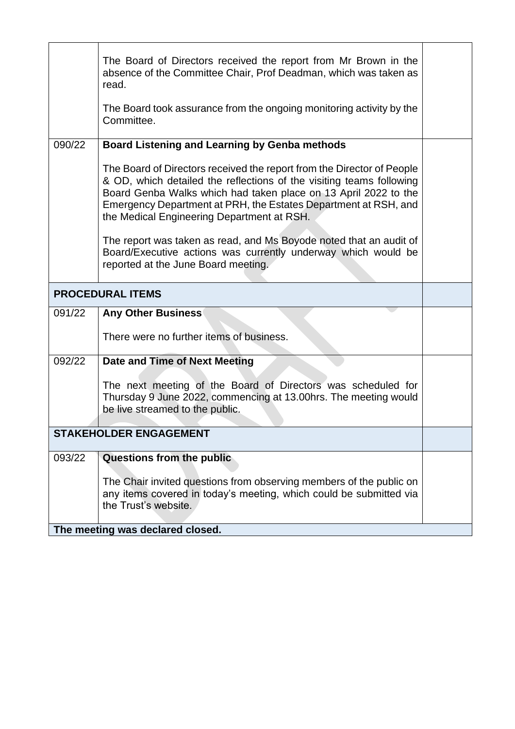| | | |
|---|---|---|
| | The Board of Directors received the report from Mr Brown in the absence of the Committee Chair, Prof Deadman, which was taken as read.<br><br>The Board took assurance from the ongoing monitoring activity by the Committee. | |
| 090/22 | **Board Listening and Learning by Genba methods**<br><br>The Board of Directors received the report from the Director of People & OD, which detailed the reflections of the visiting teams following Board Genba Walks which had taken place on 13 April 2022 to the Emergency Department at PRH, the Estates Department at RSH, and the Medical Engineering Department at RSH.<br><br>The report was taken as read, and Ms Boyode noted that an audit of Board/Executive actions was currently underway which would be reported at the June Board meeting. | |
| **PROCEDURAL ITEMS** | | |
| 091/22 | **Any Other Business**<br><br>There were no further items of business. | |
| 092/22 | **Date and Time of Next Meeting**<br><br>The next meeting of the Board of Directors was scheduled for Thursday 9 June 2022, commencing at 13.00hrs. The meeting would be live streamed to the public. | |
| **STAKEHOLDER ENGAGEMENT** | | |
| 093/22 | **Questions from the public**<br><br>The Chair invited questions from observing members of the public on any items covered in today's meeting, which could be submitted via the Trust's website. | |
| **The meeting was declared closed.** | | |